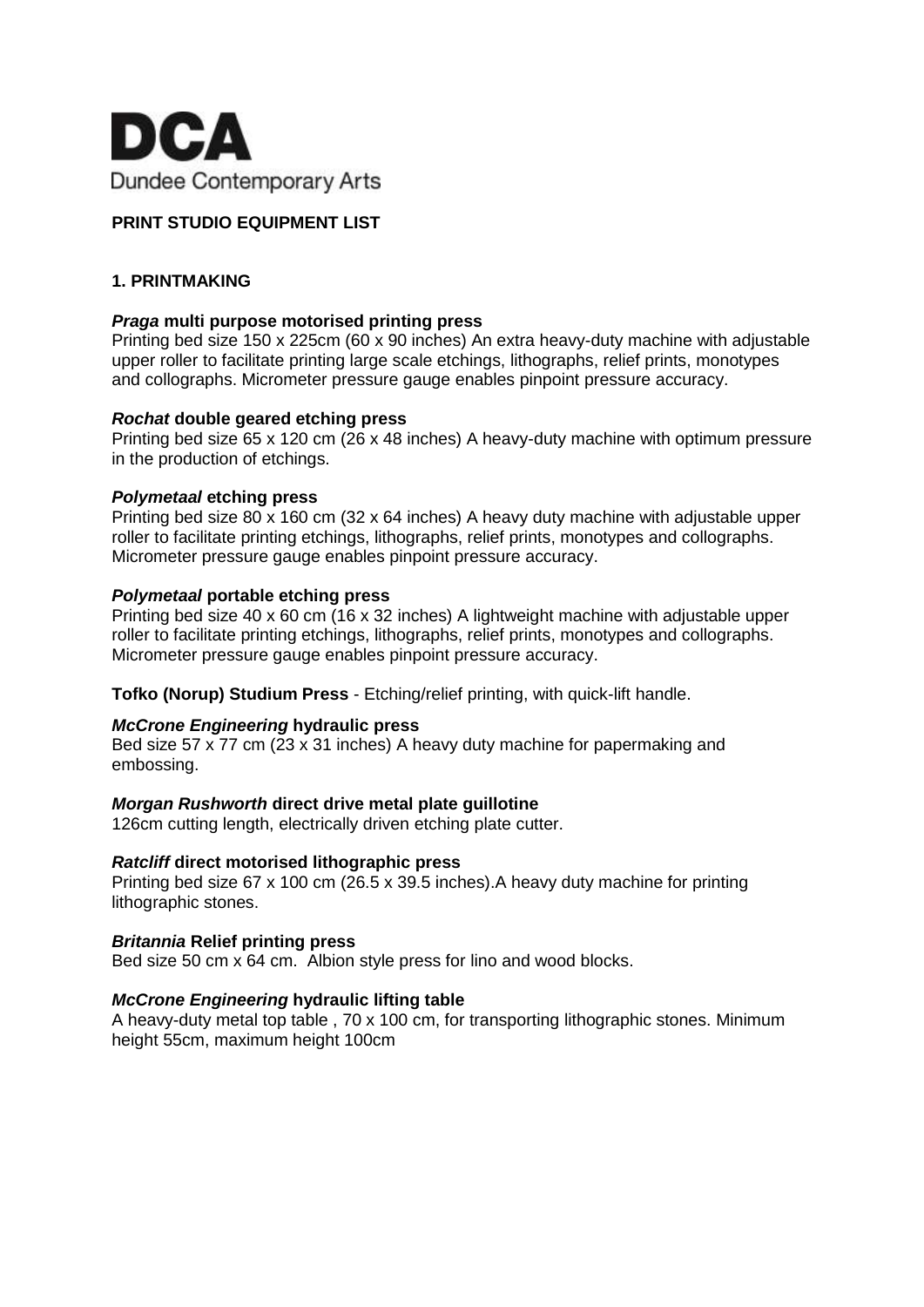# DCA

Dundee Contemporary Arts

## PRINT STUDIO EQUIPMENT LIST

### 1. PRINTMAKING

***Praga*** **multi purpose motorised printing press**
Printing bed size 150 x 225cm (60 x 90 inches) An extra heavy-duty machine with adjustable upper roller to facilitate printing large scale etchings, lithographs, relief prints, monotypes and collographs. Micrometer pressure gauge enables pinpoint pressure accuracy.

***Rochat*** **double geared etching press**
Printing bed size 65 x 120 cm (26 x 48 inches) A heavy-duty machine with optimum pressure in the production of etchings.

***Polymetaal*** **etching press**
Printing bed size 80 x 160 cm (32 x 64 inches) A heavy duty machine with adjustable upper roller to facilitate printing etchings, lithographs, relief prints, monotypes and collographs. Micrometer pressure gauge enables pinpoint pressure accuracy.

***Polymetaal*** **portable etching press**
Printing bed size 40 x 60 cm (16 x 32 inches) A lightweight machine with adjustable upper roller to facilitate printing etchings, lithographs, relief prints, monotypes and collographs. Micrometer pressure gauge enables pinpoint pressure accuracy.

**Tofko (Norup) Studium Press** - Etching/relief printing, with quick-lift handle.

***McCrone Engineering*** **hydraulic press**
Bed size 57 x 77 cm (23 x 31 inches) A heavy duty machine for papermaking and embossing.

***Morgan Rushworth*** **direct drive metal plate guillotine**
126cm cutting length, electrically driven etching plate cutter.

***Ratcliff*** **direct motorised lithographic press**
Printing bed size 67 x 100 cm (26.5 x 39.5 inches).A heavy duty machine for printing lithographic stones.

***Britannia*** **Relief printing press**
Bed size 50 cm x 64 cm. Albion style press for lino and wood blocks.

***McCrone Engineering*** **hydraulic lifting table**
A heavy-duty metal top table , 70 x 100 cm, for transporting lithographic stones. Minimum height 55cm, maximum height 100cm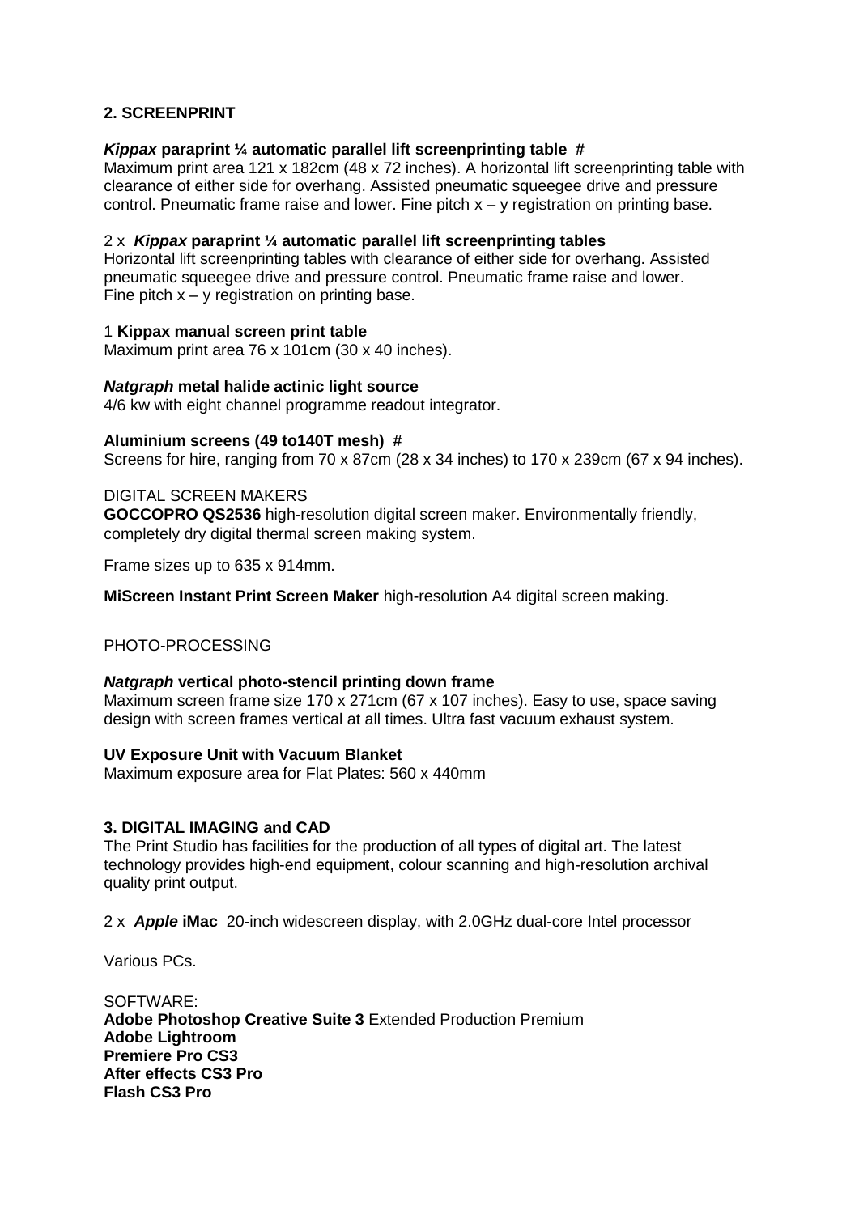## 2. SCREENPRINT

***Kippax* paraprint ¼ automatic parallel lift screenprinting table #**
Maximum print area 121 x 182cm (48 x 72 inches). A horizontal lift screenprinting table with clearance of either side for overhang. Assisted pneumatic squeegee drive and pressure control. Pneumatic frame raise and lower. Fine pitch x – y registration on printing base.

2 x ***Kippax* paraprint ¼ automatic parallel lift screenprinting tables**
Horizontal lift screenprinting tables with clearance of either side for overhang. Assisted pneumatic squeegee drive and pressure control. Pneumatic frame raise and lower. Fine pitch x – y registration on printing base.

1 **Kippax manual screen print table**
Maximum print area 76 x 101cm (30 x 40 inches).

***Natgraph* metal halide actinic light source**
4/6 kw with eight channel programme readout integrator.

**Aluminium screens (49 to140T mesh) #**
Screens for hire, ranging from 70 x 87cm (28 x 34 inches) to 170 x 239cm (67 x 94 inches).

DIGITAL SCREEN MAKERS
**GOCCOPRO QS2536** high-resolution digital screen maker. Environmentally friendly, completely dry digital thermal screen making system.

Frame sizes up to 635 x 914mm.

**MiScreen Instant Print Screen Maker** high-resolution A4 digital screen making.

PHOTO-PROCESSING

***Natgraph* vertical photo-stencil printing down frame**
Maximum screen frame size 170 x 271cm (67 x 107 inches). Easy to use, space saving design with screen frames vertical at all times. Ultra fast vacuum exhaust system.

**UV Exposure Unit with Vacuum Blanket**
Maximum exposure area for Flat Plates: 560 x 440mm

## 3. DIGITAL IMAGING and CAD

The Print Studio has facilities for the production of all types of digital art. The latest technology provides high-end equipment, colour scanning and high-resolution archival quality print output.

2 x ***Apple* iMac** 20-inch widescreen display, with 2.0GHz dual-core Intel processor

Various PCs.

SOFTWARE:
**Adobe Photoshop Creative Suite 3** Extended Production Premium
**Adobe Lightroom**
**Premiere Pro CS3**
**After effects CS3 Pro**
**Flash CS3 Pro**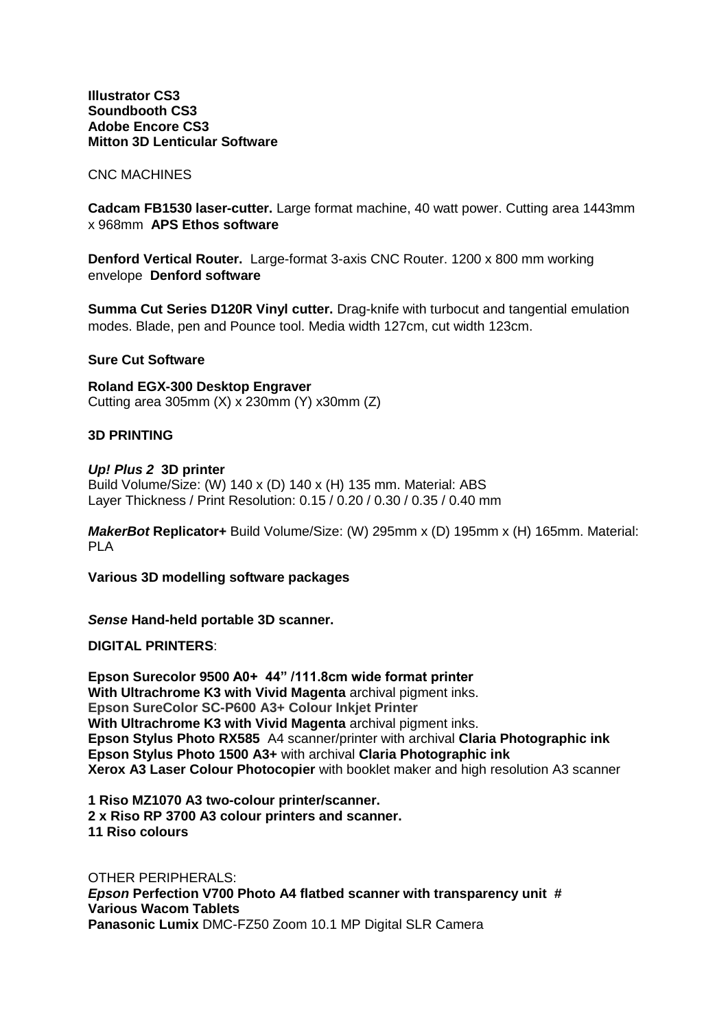**Illustrator CS3**
**Soundbooth CS3**
**Adobe Encore CS3**
**Mitton 3D Lenticular Software**

CNC MACHINES

**Cadcam FB1530 laser-cutter.** Large format machine, 40 watt power. Cutting area 1443mm x 968mm **APS Ethos software**

**Denford Vertical Router.** Large-format 3-axis CNC Router. 1200 x 800 mm working envelope **Denford software**

**Summa Cut Series D120R Vinyl cutter.** Drag-knife with turbocut and tangential emulation modes. Blade, pen and Pounce tool. Media width 127cm, cut width 123cm.

**Sure Cut Software**

**Roland EGX-300 Desktop Engraver**
Cutting area 305mm (X) x 230mm (Y) x30mm (Z)

**3D PRINTING**

***Up! Plus 2* 3D printer**
Build Volume/Size: (W) 140 x (D) 140 x (H) 135 mm. Material: ABS
Layer Thickness / Print Resolution: 0.15 / 0.20 / 0.30 / 0.35 / 0.40 mm

***MakerBot* Replicator+** Build Volume/Size: (W) 295mm x (D) 195mm x (H) 165mm. Material: PLA

**Various 3D modelling software packages**

***Sense* Hand-held portable 3D scanner.**

**DIGITAL PRINTERS**:

**Epson Surecolor 9500 A0+ 44" /111.8cm wide format printer**
**With Ultrachrome K3 with Vivid Magenta** archival pigment inks.
**Epson SureColor SC-P600 A3+ Colour Inkjet Printer**
**With Ultrachrome K3 with Vivid Magenta** archival pigment inks.
**Epson Stylus Photo RX585** A4 scanner/printer with archival **Claria Photographic ink**
**Epson Stylus Photo 1500 A3+** with archival **Claria Photographic ink**
**Xerox A3 Laser Colour Photocopier** with booklet maker and high resolution A3 scanner

**1 Riso MZ1070 A3 two-colour printer/scanner.**
**2 x Riso RP 3700 A3 colour printers and scanner.**
**11 Riso colours**

OTHER PERIPHERALS:
***Epson* Perfection V700 Photo A4 flatbed scanner with transparency unit #**
**Various Wacom Tablets**
**Panasonic Lumix** DMC-FZ50 Zoom 10.1 MP Digital SLR Camera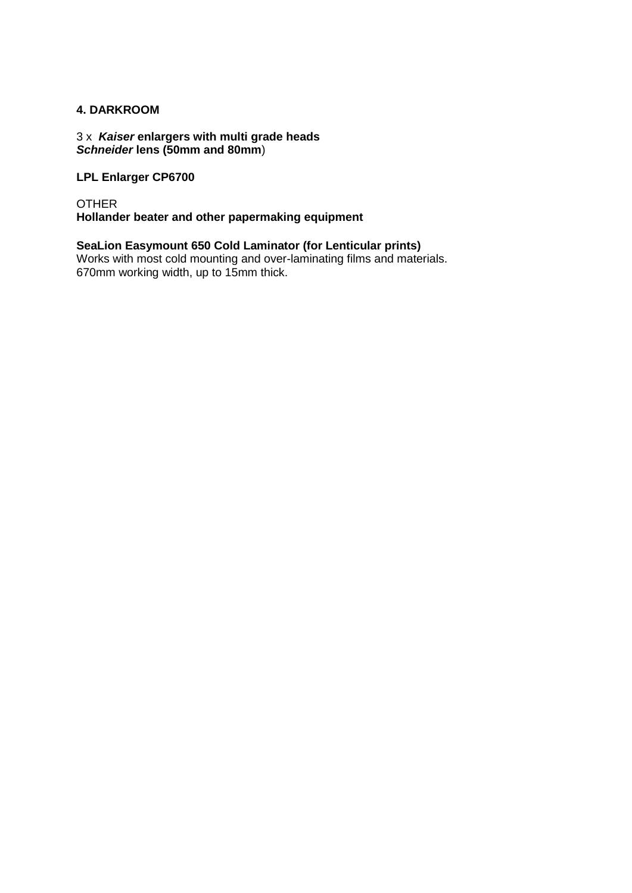**4. DARKROOM**

3 x ***Kaiser* enlargers with multi grade heads**
***Schneider* lens (50mm and 80mm**)

**LPL Enlarger CP6700**

OTHER
**Hollander beater and other papermaking equipment**

**SeaLion Easymount 650 Cold Laminator (for Lenticular prints)**
Works with most cold mounting and over-laminating films and materials.
670mm working width, up to 15mm thick.